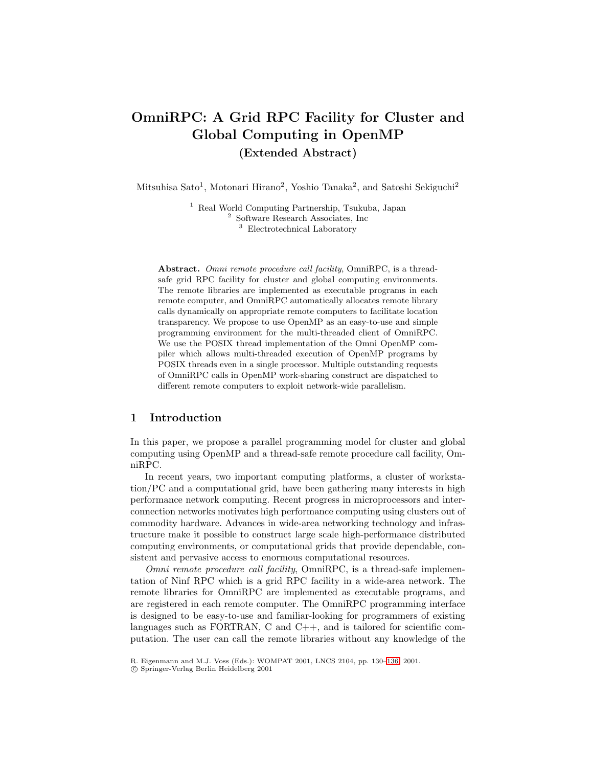# OmniRPC: A Grid RPC Facility for Cluster and Global Computing in OpenMP

## (Extended Abstract)

Mitsuhisa Sato[1], Motonari Hirano[2], Yoshio Tanaka[2], and Satoshi Sekiguchi[2]

[1] Real World Computing Partnership, Tsukuba, Japan
[2] Software Research Associates, Inc
[3] Electrotechnical Laboratory

**Abstract.** *Omni remote procedure call facility*, OmniRPC, is a thread-safe grid RPC facility for cluster and global computing environments. The remote libraries are implemented as executable programs in each remote computer, and OmniRPC automatically allocates remote library calls dynamically on appropriate remote computers to facilitate location transparency. We propose to use OpenMP as an easy-to-use and simple programming environment for the multi-threaded client of OmniRPC. We use the POSIX thread implementation of the Omni OpenMP compiler which allows multi-threaded execution of OpenMP programs by POSIX threads even in a single processor. Multiple outstanding requests of OmniRPC calls in OpenMP work-sharing construct are dispatched to different remote computers to exploit network-wide parallelism.

## 1 Introduction

In this paper, we propose a parallel programming model for cluster and global computing using OpenMP and a thread-safe remote procedure call facility, OmniRPC.

In recent years, two important computing platforms, a cluster of workstation/PC and a computational grid, have been gathering many interests in high performance network computing. Recent progress in microprocessors and interconnection networks motivates high performance computing using clusters out of commodity hardware. Advances in wide-area networking technology and infrastructure make it possible to construct large scale high-performance distributed computing environments, or computational grids that provide dependable, consistent and pervasive access to enormous computational resources.

*Omni remote procedure call facility*, OmniRPC, is a thread-safe implementation of Ninf RPC which is a grid RPC facility in a wide-area network. The remote libraries for OmniRPC are implemented as executable programs, and are registered in each remote computer. The OmniRPC programming interface is designed to be easy-to-use and familiar-looking for programmers of existing languages such as FORTRAN, C and C++, and is tailored for scientific computation. The user can call the remote libraries without any knowledge of the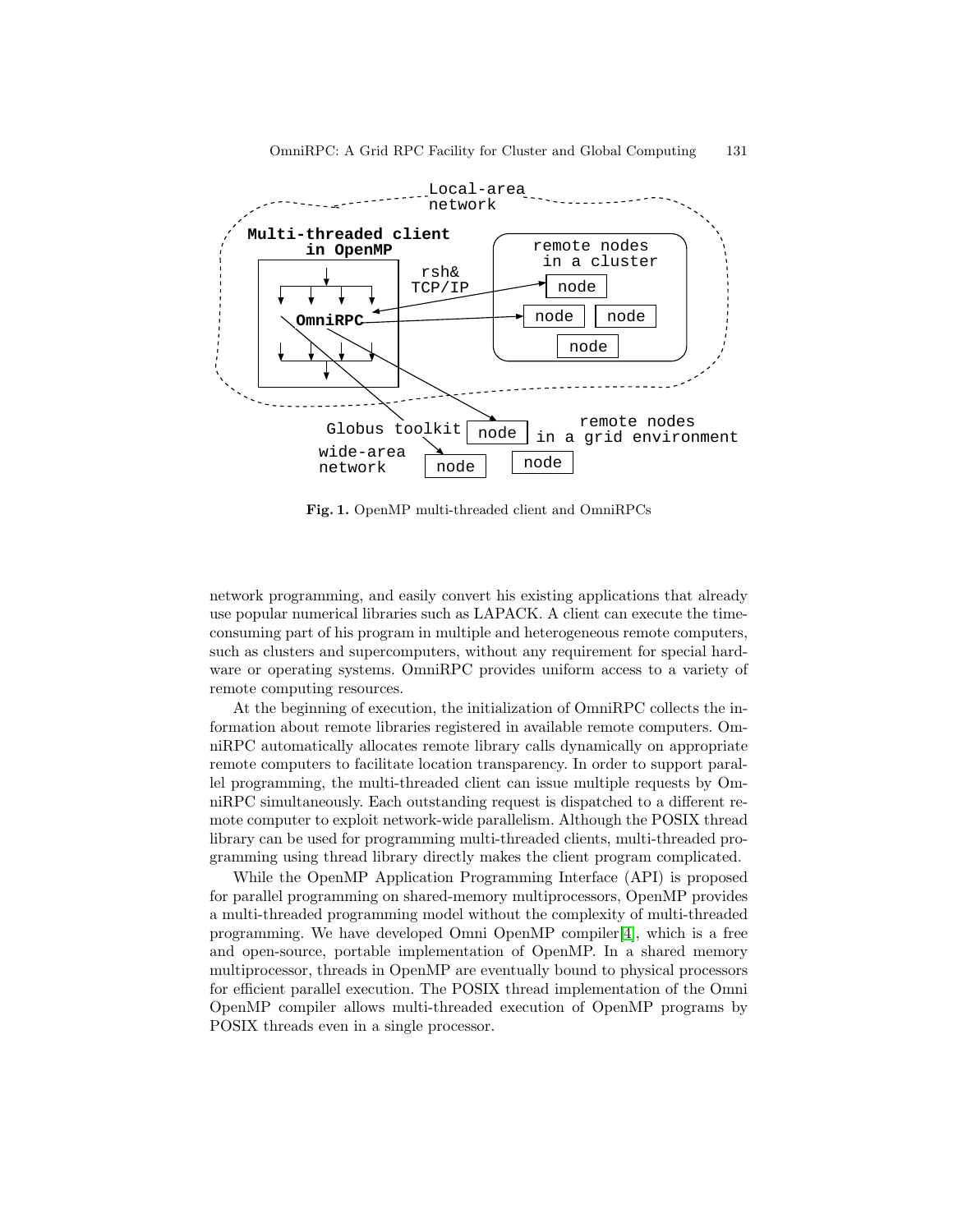Fig. 1. OpenMP multi-threaded client and OmniRPCs

network programming, and easily convert his existing applications that already use popular numerical libraries such as LAPACK. A client can execute the time-consuming part of his program in multiple and heterogeneous remote computers, such as clusters and supercomputers, without any requirement for special hardware or operating systems. OmniRPC provides uniform access to a variety of remote computing resources.

At the beginning of execution, the initialization of OmniRPC collects the information about remote libraries registered in available remote computers. OmniRPC automatically allocates remote library calls dynamically on appropriate remote computers to facilitate location transparency. In order to support parallel programming, the multi-threaded client can issue multiple requests by OmniRPC simultaneously. Each outstanding request is dispatched to a different remote computer to exploit network-wide parallelism. Although the POSIX thread library can be used for programming multi-threaded clients, multi-threaded programming using thread library directly makes the client program complicated.

While the OpenMP Application Programming Interface (API) is proposed for parallel programming on shared-memory multiprocessors, OpenMP provides a multi-threaded programming model without the complexity of multi-threaded programming. We have developed Omni OpenMP compiler[4], which is a free and open-source, portable implementation of OpenMP. In a shared memory multiprocessor, threads in OpenMP are eventually bound to physical processors for efficient parallel execution. The POSIX thread implementation of the Omni OpenMP compiler allows multi-threaded execution of OpenMP programs by POSIX threads even in a single processor.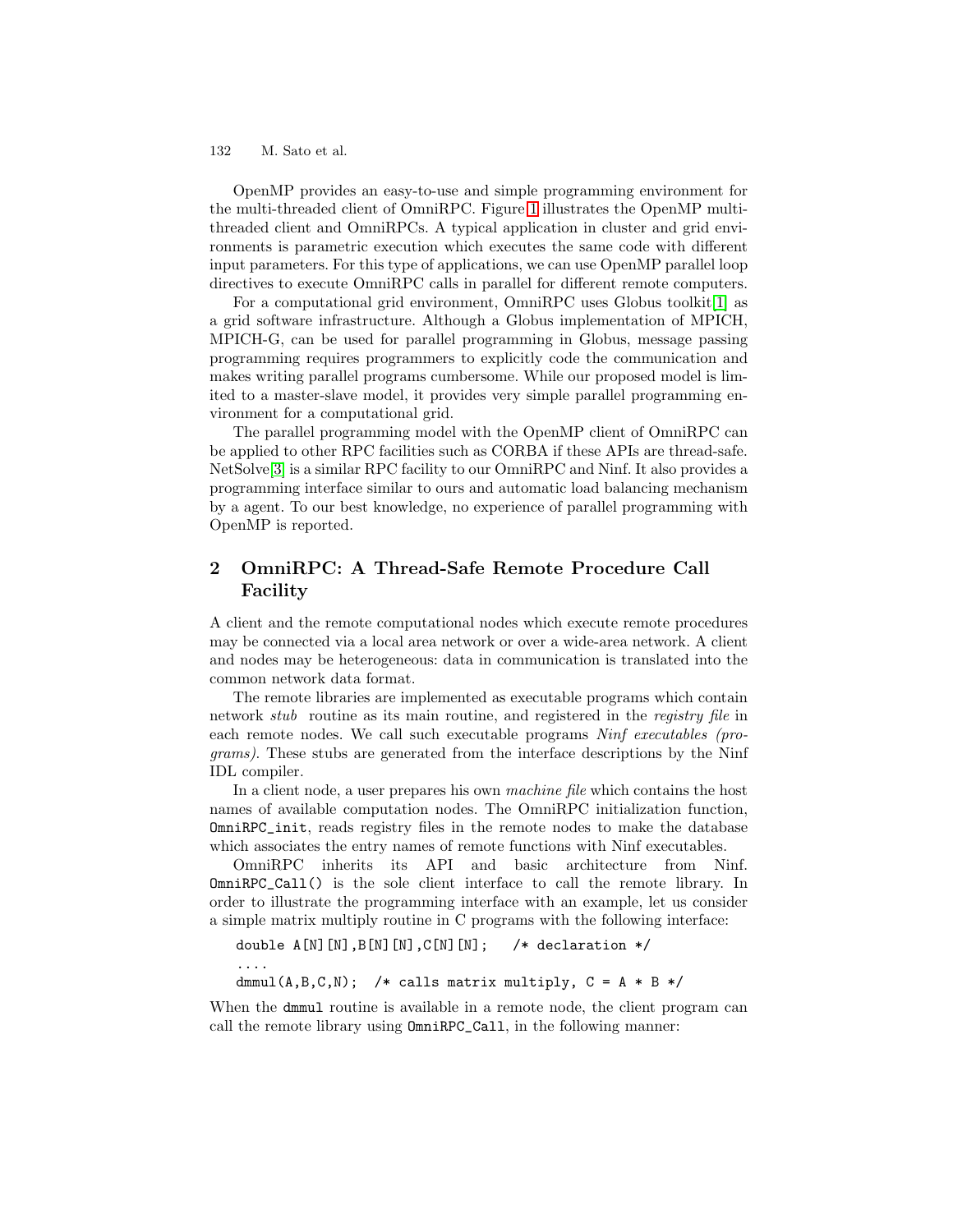OpenMP provides an easy-to-use and simple programming environment for the multi-threaded client of OmniRPC. Figure 1 illustrates the OpenMP multi-threaded client and OmniRPCs. A typical application in cluster and grid environments is parametric execution which executes the same code with different input parameters. For this type of applications, we can use OpenMP parallel loop directives to execute OmniRPC calls in parallel for different remote computers.

For a computational grid environment, OmniRPC uses Globus toolkit[1] as a grid software infrastructure. Although a Globus implementation of MPICH, MPICH-G, can be used for parallel programming in Globus, message passing programming requires programmers to explicitly code the communication and makes writing parallel programs cumbersome. While our proposed model is limited to a master-slave model, it provides very simple parallel programming environment for a computational grid.

The parallel programming model with the OpenMP client of OmniRPC can be applied to other RPC facilities such as CORBA if these APIs are thread-safe. NetSolve[3] is a similar RPC facility to our OmniRPC and Ninf. It also provides a programming interface similar to ours and automatic load balancing mechanism by a agent. To our best knowledge, no experience of parallel programming with OpenMP is reported.

## 2 OmniRPC: A Thread-Safe Remote Procedure Call Facility

A client and the remote computational nodes which execute remote procedures may be connected via a local area network or over a wide-area network. A client and nodes may be heterogeneous: data in communication is translated into the common network data format.

The remote libraries are implemented as executable programs which contain network *stub* routine as its main routine, and registered in the *registry file* in each remote nodes. We call such executable programs *Ninf executables (programs)*. These stubs are generated from the interface descriptions by the Ninf IDL compiler.

In a client node, a user prepares his own *machine file* which contains the host names of available computation nodes. The OmniRPC initialization function, `OmniRPC_init`, reads registry files in the remote nodes to make the database which associates the entry names of remote functions with Ninf executables.

OmniRPC inherits its API and basic architecture from Ninf. `OmniRPC_Call()` is the sole client interface to call the remote library. In order to illustrate the programming interface with an example, let us consider a simple matrix multiply routine in C programs with the following interface:

```
double A[N][N],B[N][N],C[N][N];   /* declaration */
....
dmmul(A,B,C,N);  /* calls matrix multiply, C = A * B */
```

When the `dmmul` routine is available in a remote node, the client program can call the remote library using `OmniRPC_Call`, in the following manner: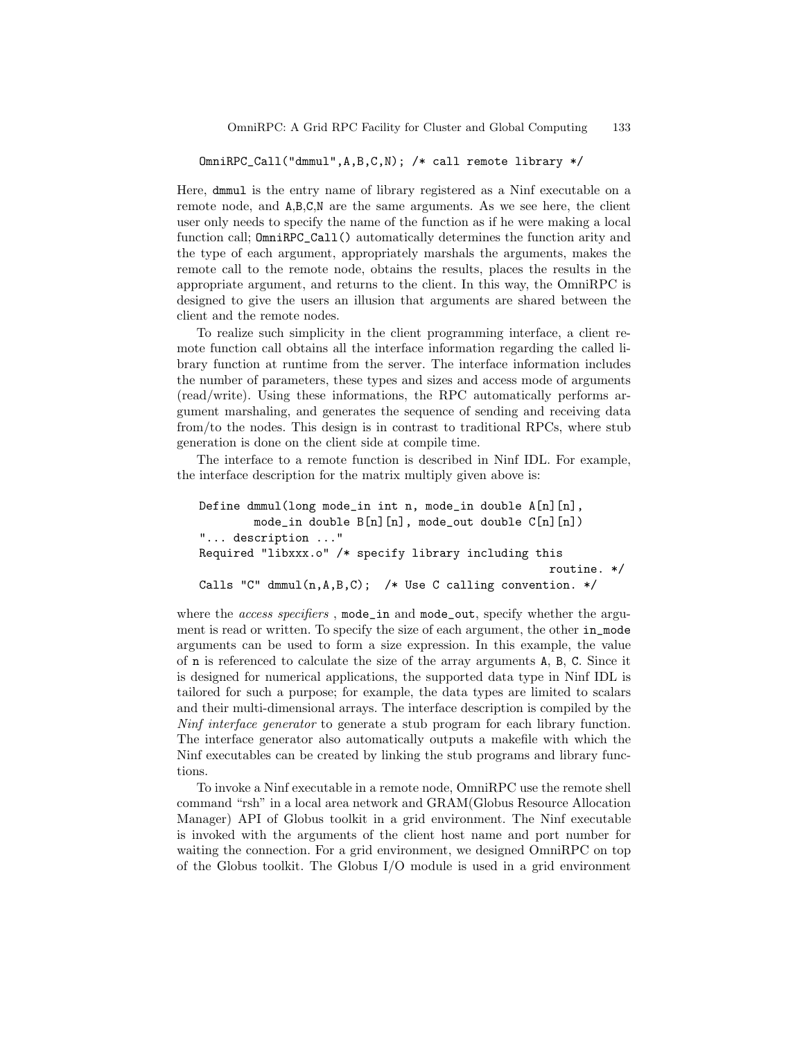```
OmniRPC_Call("dmmul",A,B,C,N); /* call remote library */
```

Here, `dmmul` is the entry name of library registered as a Ninf executable on a remote node, and `A,B,C,N` are the same arguments. As we see here, the client user only needs to specify the name of the function as if he were making a local function call; `OmniRPC_Call()` automatically determines the function arity and the type of each argument, appropriately marshals the arguments, makes the remote call to the remote node, obtains the results, places the results in the appropriate argument, and returns to the client. In this way, the OmniRPC is designed to give the users an illusion that arguments are shared between the client and the remote nodes.

To realize such simplicity in the client programming interface, a client remote function call obtains all the interface information regarding the called library function at runtime from the server. The interface information includes the number of parameters, these types and sizes and access mode of arguments (read/write). Using these informations, the RPC automatically performs argument marshaling, and generates the sequence of sending and receiving data from/to the nodes. This design is in contrast to traditional RPCs, where stub generation is done on the client side at compile time.

The interface to a remote function is described in Ninf IDL. For example, the interface description for the matrix multiply given above is:

```
Define dmmul(long mode_in int n, mode_in double A[n][n],
        mode_in double B[n][n], mode_out double C[n][n])
"... description ..."
Required "libxxx.o" /* specify library including this
                                                     routine. */
Calls "C" dmmul(n,A,B,C);  /* Use C calling convention. */
```

where the *access specifiers* , `mode_in` and `mode_out`, specify whether the argument is read or written. To specify the size of each argument, the other `in_mode` arguments can be used to form a size expression. In this example, the value of `n` is referenced to calculate the size of the array arguments `A`, `B`, `C`. Since it is designed for numerical applications, the supported data type in Ninf IDL is tailored for such a purpose; for example, the data types are limited to scalars and their multi-dimensional arrays. The interface description is compiled by the *Ninf interface generator* to generate a stub program for each library function. The interface generator also automatically outputs a makefile with which the Ninf executables can be created by linking the stub programs and library functions.

To invoke a Ninf executable in a remote node, OmniRPC use the remote shell command "rsh" in a local area network and GRAM(Globus Resource Allocation Manager) API of Globus toolkit in a grid environment. The Ninf executable is invoked with the arguments of the client host name and port number for waiting the connection. For a grid environment, we designed OmniRPC on top of the Globus toolkit. The Globus I/O module is used in a grid environment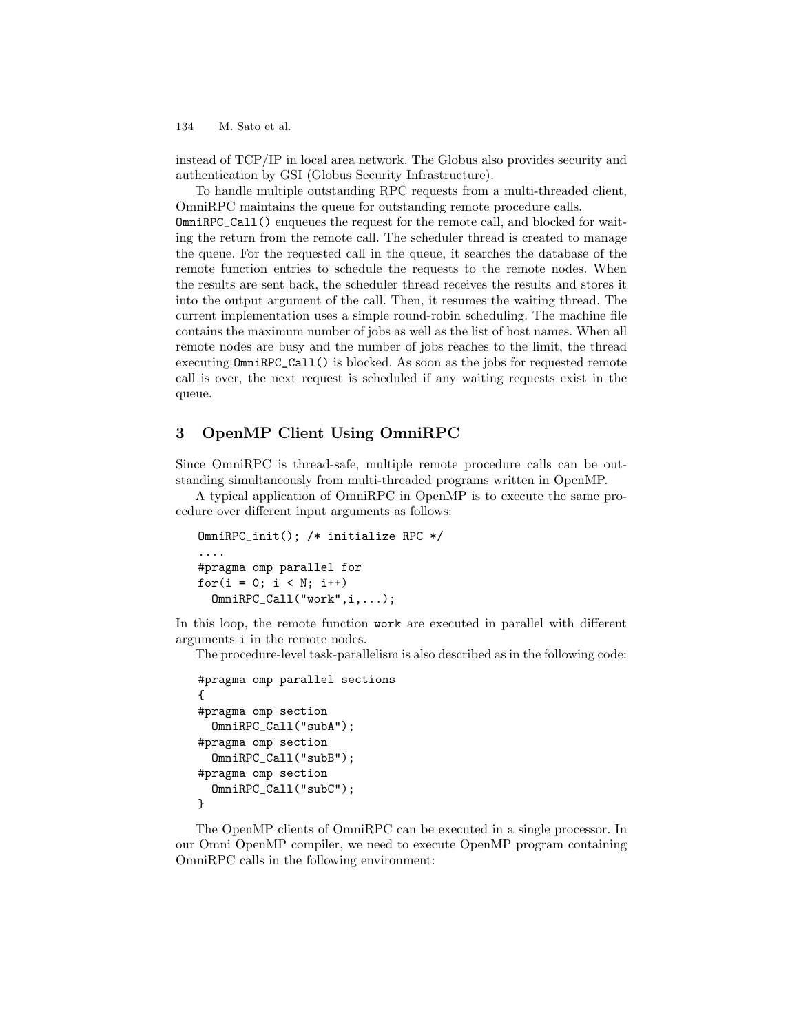instead of TCP/IP in local area network. The Globus also provides security and authentication by GSI (Globus Security Infrastructure).

To handle multiple outstanding RPC requests from a multi-threaded client, OmniRPC maintains the queue for outstanding remote procedure calls. `OmniRPC_Call()` enqueues the request for the remote call, and blocked for waiting the return from the remote call. The scheduler thread is created to manage the queue. For the requested call in the queue, it searches the database of the remote function entries to schedule the requests to the remote nodes. When the results are sent back, the scheduler thread receives the results and stores it into the output argument of the call. Then, it resumes the waiting thread. The current implementation uses a simple round-robin scheduling. The machine file contains the maximum number of jobs as well as the list of host names. When all remote nodes are busy and the number of jobs reaches to the limit, the thread executing `OmniRPC_Call()` is blocked. As soon as the jobs for requested remote call is over, the next request is scheduled if any waiting requests exist in the queue.

## 3 OpenMP Client Using OmniRPC

Since OmniRPC is thread-safe, multiple remote procedure calls can be outstanding simultaneously from multi-threaded programs written in OpenMP.

A typical application of OmniRPC in OpenMP is to execute the same procedure over different input arguments as follows:

```
OmniRPC_init(); /* initialize RPC */
....
#pragma omp parallel for
for(i = 0; i < N; i++)
  OmniRPC_Call("work",i,...);
```

In this loop, the remote function `work` are executed in parallel with different arguments `i` in the remote nodes.

The procedure-level task-parallelism is also described as in the following code:

```
#pragma omp parallel sections
{
#pragma omp section
  OmniRPC_Call("subA");
#pragma omp section
  OmniRPC_Call("subB");
#pragma omp section
  OmniRPC_Call("subC");
}
```

The OpenMP clients of OmniRPC can be executed in a single processor. In our Omni OpenMP compiler, we need to execute OpenMP program containing OmniRPC calls in the following environment: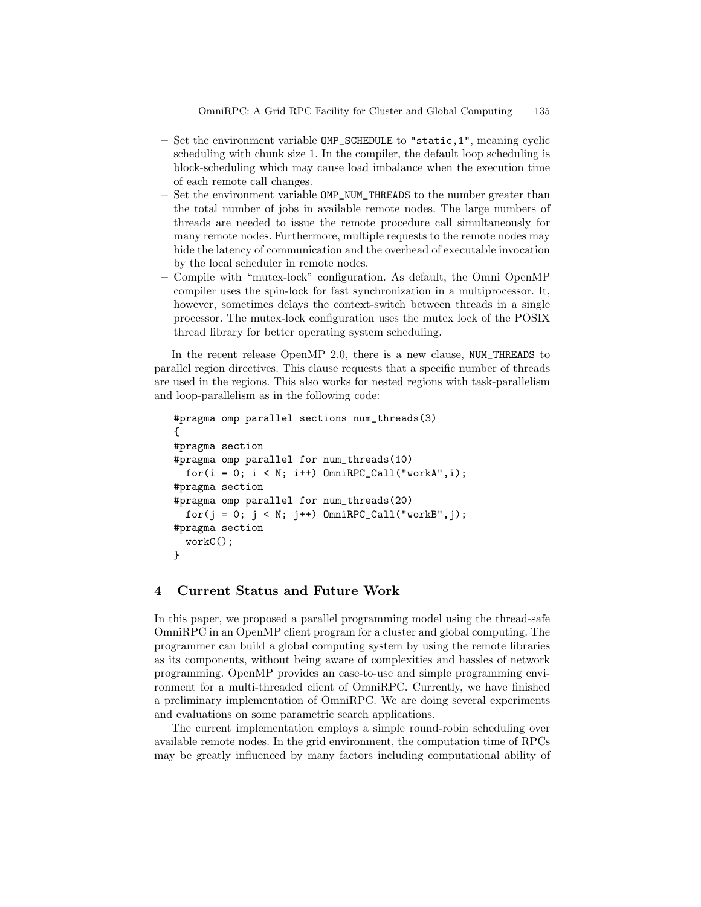- Set the environment variable `OMP_SCHEDULE` to `"static,1"`, meaning cyclic scheduling with chunk size 1. In the compiler, the default loop scheduling is block-scheduling which may cause load imbalance when the execution time of each remote call changes.
- Set the environment variable `OMP_NUM_THREADS` to the number greater than the total number of jobs in available remote nodes. The large numbers of threads are needed to issue the remote procedure call simultaneously for many remote nodes. Furthermore, multiple requests to the remote nodes may hide the latency of communication and the overhead of executable invocation by the local scheduler in remote nodes.
- Compile with "mutex-lock" configuration. As default, the Omni OpenMP compiler uses the spin-lock for fast synchronization in a multiprocessor. It, however, sometimes delays the context-switch between threads in a single processor. The mutex-lock configuration uses the mutex lock of the POSIX thread library for better operating system scheduling.

In the recent release OpenMP 2.0, there is a new clause, `NUM_THREADS` to parallel region directives. This clause requests that a specific number of threads are used in the regions. This also works for nested regions with task-parallelism and loop-parallelism as in the following code:

```
#pragma omp parallel sections num_threads(3)
{
#pragma section
#pragma omp parallel for num_threads(10)
  for(i = 0; i < N; i++) OmniRPC_Call("workA",i);
#pragma section
#pragma omp parallel for num_threads(20)
  for(j = 0; j < N; j++) OmniRPC_Call("workB",j);
#pragma section
  workC();
}
```

## 4 Current Status and Future Work

In this paper, we proposed a parallel programming model using the thread-safe OmniRPC in an OpenMP client program for a cluster and global computing. The programmer can build a global computing system by using the remote libraries as its components, without being aware of complexities and hassles of network programming. OpenMP provides an ease-to-use and simple programming environment for a multi-threaded client of OmniRPC. Currently, we have finished a preliminary implementation of OmniRPC. We are doing several experiments and evaluations on some parametric search applications.

The current implementation employs a simple round-robin scheduling over available remote nodes. In the grid environment, the computation time of RPCs may be greatly influenced by many factors including computational ability of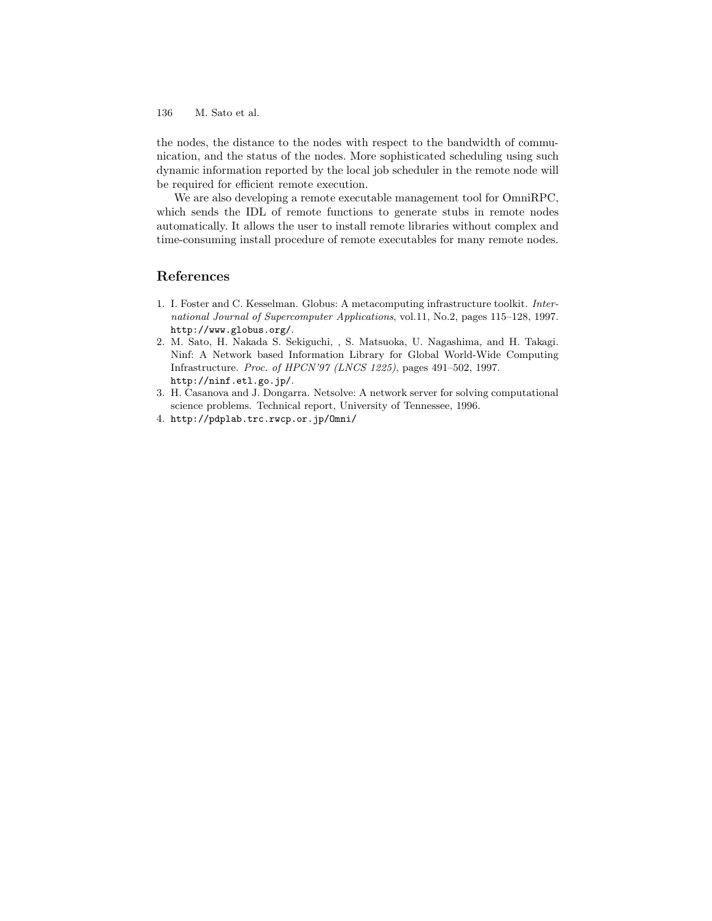the nodes, the distance to the nodes with respect to the bandwidth of communication, and the status of the nodes. More sophisticated scheduling using such dynamic information reported by the local job scheduler in the remote node will be required for efficient remote execution.

We are also developing a remote executable management tool for OmniRPC, which sends the IDL of remote functions to generate stubs in remote nodes automatically. It allows the user to install remote libraries without complex and time-consuming install procedure of remote executables for many remote nodes.

## References

1. I. Foster and C. Kesselman. Globus: A metacomputing infrastructure toolkit. *International Journal of Supercomputer Applications*, vol.11, No.2, pages 115–128, 1997. `http://www.globus.org/`.
2. M. Sato, H. Nakada S. Sekiguchi, , S. Matsuoka, U. Nagashima, and H. Takagi. Ninf: A Network based Information Library for Global World-Wide Computing Infrastructure. *Proc. of HPCN'97 (LNCS 1225)*, pages 491–502, 1997. `http://ninf.etl.go.jp/`.
3. H. Casanova and J. Dongarra. Netsolve: A network server for solving computational science problems. Technical report, University of Tennessee, 1996.
4. `http://pdplab.trc.rwcp.or.jp/Omni/`